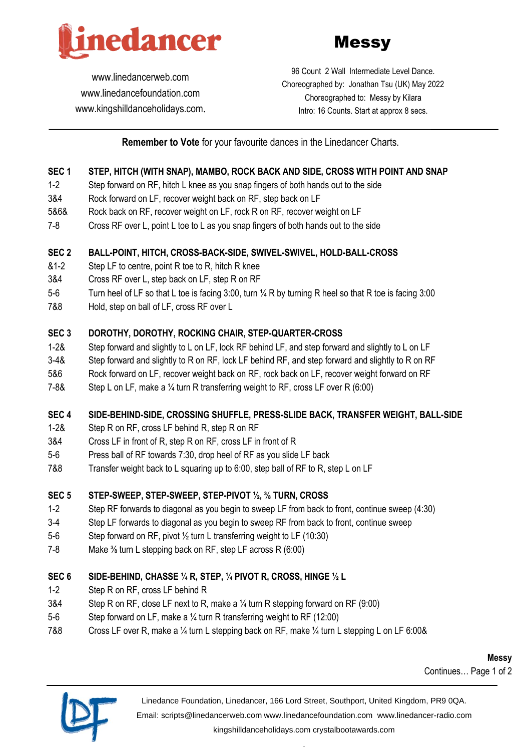# Messy

www.linedancerweb.com
www.linedancefoundation.com
www.kingshilldanceholidays.com.

96 Count 2 Wall Intermediate Level Dance.
Choreographed by: Jonathan Tsu (UK) May 2022
Choreographed to: Messy by Kilara
Intro: 16 Counts. Start at approx 8 secs.

**Remember to Vote** for your favourite dances in the Linedancer Charts.

**SEC 1 STEP, HITCH (WITH SNAP), MAMBO, ROCK BACK AND SIDE, CROSS WITH POINT AND SNAP**

| | |
|---|---|
| 1-2 | Step forward on RF, hitch L knee as you snap fingers of both hands out to the side |
| 3&4 | Rock forward on LF, recover weight back on RF, step back on LF |
| 5&6& | Rock back on RF, recover weight on LF, rock R on RF, recover weight on LF |
| 7-8 | Cross RF over L, point L toe to L as you snap fingers of both hands out to the side |

**SEC 2 BALL-POINT, HITCH, CROSS-BACK-SIDE, SWIVEL-SWIVEL, HOLD-BALL-CROSS**

| | |
|---|---|
| &1-2 | Step LF to centre, point R toe to R, hitch R knee |
| 3&4 | Cross RF over L, step back on LF, step R on RF |
| 5-6 | Turn heel of LF so that L toe is facing 3:00, turn ¼ R by turning R heel so that R toe is facing 3:00 |
| 7&8 | Hold, step on ball of LF, cross RF over L |

**SEC 3 DOROTHY, DOROTHY, ROCKING CHAIR, STEP-QUARTER-CROSS**

| | |
|---|---|
| 1-2& | Step forward and slightly to L on LF, lock RF behind LF, and step forward and slightly to L on LF |
| 3-4& | Step forward and slightly to R on RF, lock LF behind RF, and step forward and slightly to R on RF |
| 5&6 | Rock forward on LF, recover weight back on RF, rock back on LF, recover weight forward on RF |
| 7-8& | Step L on LF, make a ¼ turn R transferring weight to RF, cross LF over R (6:00) |

**SEC 4 SIDE-BEHIND-SIDE, CROSSING SHUFFLE, PRESS-SLIDE BACK, TRANSFER WEIGHT, BALL-SIDE**

| | |
|---|---|
| 1-2& | Step R on RF, cross LF behind R, step R on RF |
| 3&4 | Cross LF in front of R, step R on RF, cross LF in front of R |
| 5-6 | Press ball of RF towards 7:30, drop heel of RF as you slide LF back |
| 7&8 | Transfer weight back to L squaring up to 6:00, step ball of RF to R, step L on LF |

**SEC 5 STEP-SWEEP, STEP-SWEEP, STEP-PIVOT ½, ⅜ TURN, CROSS**

| | |
|---|---|
| 1-2 | Step RF forwards to diagonal as you begin to sweep LF from back to front, continue sweep (4:30) |
| 3-4 | Step LF forwards to diagonal as you begin to sweep RF from back to front, continue sweep |
| 5-6 | Step forward on RF, pivot ½ turn L transferring weight to LF (10:30) |
| 7-8 | Make ⅜ turn L stepping back on RF, step LF across R (6:00) |

**SEC 6 SIDE-BEHIND, CHASSE ¼ R, STEP, ¼ PIVOT R, CROSS, HINGE ½ L**

| | |
|---|---|
| 1-2 | Step R on RF, cross LF behind R |
| 3&4 | Step R on RF, close LF next to R, make a ¼ turn R stepping forward on RF (9:00) |
| 5-6 | Step forward on LF, make a ¼ turn R transferring weight to RF (12:00) |
| 7&8 | Cross LF over R, make a ¼ turn L stepping back on RF, make ¼ turn L stepping L on LF 6:00& |

**Messy**
Continues…

Linedance Foundation, Linedancer, 166 Lord Street, Southport, United Kingdom, PR9 0QA.
Email: scripts@linedancerweb.com www.linedancefoundation.com www.linedancer-radio.com
kingshilldanceholidays.com crystalbootawards.com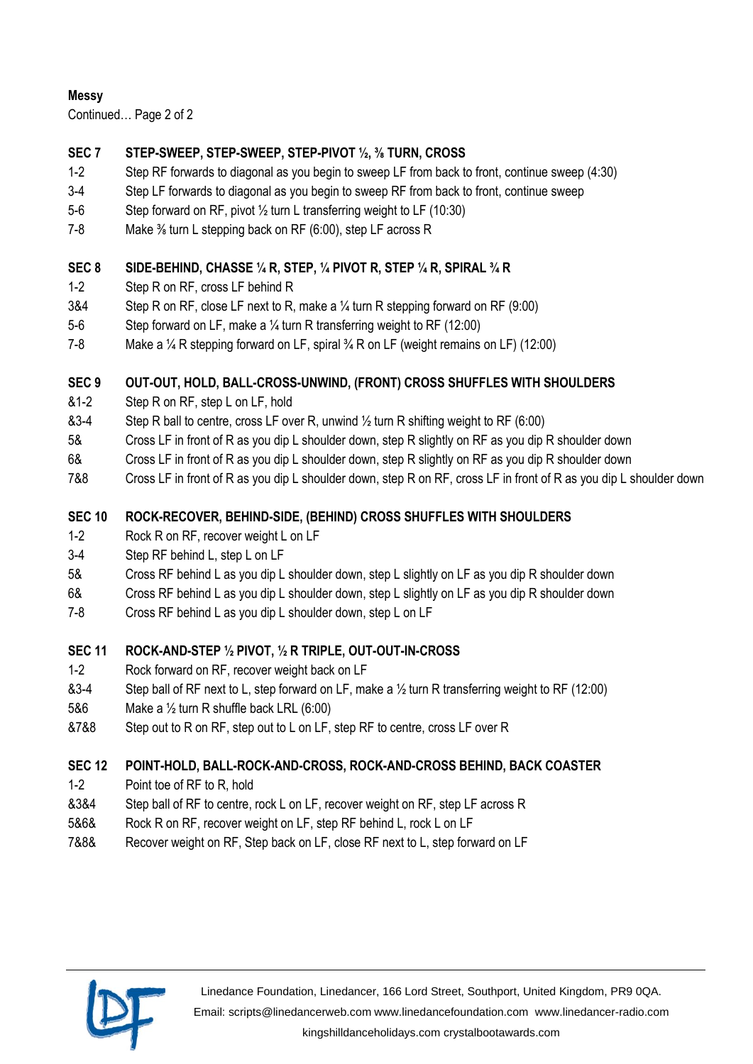**Messy**

Continued… Page 2 of 2

**SEC 7 STEP-SWEEP, STEP-SWEEP, STEP-PIVOT ½, ⅜ TURN, CROSS**

| | |
|---|---|
| 1-2 | Step RF forwards to diagonal as you begin to sweep LF from back to front, continue sweep (4:30) |
| 3-4 | Step LF forwards to diagonal as you begin to sweep RF from back to front, continue sweep |
| 5-6 | Step forward on RF, pivot ½ turn L transferring weight to LF (10:30) |
| 7-8 | Make ⅜ turn L stepping back on RF (6:00), step LF across R |

**SEC 8 SIDE-BEHIND, CHASSE ¼ R, STEP, ¼ PIVOT R, STEP ¼ R, SPIRAL ¾ R**

| | |
|---|---|
| 1-2 | Step R on RF, cross LF behind R |
| 3&4 | Step R on RF, close LF next to R, make a ¼ turn R stepping forward on RF (9:00) |
| 5-6 | Step forward on LF, make a ¼ turn R transferring weight to RF (12:00) |
| 7-8 | Make a ¼ R stepping forward on LF, spiral ¾ R on LF (weight remains on LF) (12:00) |

**SEC 9 OUT-OUT, HOLD, BALL-CROSS-UNWIND, (FRONT) CROSS SHUFFLES WITH SHOULDERS**

| | |
|---|---|
| &1-2 | Step R on RF, step L on LF, hold |
| &3-4 | Step R ball to centre, cross LF over R, unwind ½ turn R shifting weight to RF (6:00) |
| 5& | Cross LF in front of R as you dip L shoulder down, step R slightly on RF as you dip R shoulder down |
| 6& | Cross LF in front of R as you dip L shoulder down, step R slightly on RF as you dip R shoulder down |
| 7&8 | Cross LF in front of R as you dip L shoulder down, step R on RF, cross LF in front of R as you dip L shoulder down |

**SEC 10 ROCK-RECOVER, BEHIND-SIDE, (BEHIND) CROSS SHUFFLES WITH SHOULDERS**

| | |
|---|---|
| 1-2 | Rock R on RF, recover weight L on LF |
| 3-4 | Step RF behind L, step L on LF |
| 5& | Cross RF behind L as you dip L shoulder down, step L slightly on LF as you dip R shoulder down |
| 6& | Cross RF behind L as you dip L shoulder down, step L slightly on LF as you dip R shoulder down |
| 7-8 | Cross RF behind L as you dip L shoulder down, step L on LF |

**SEC 11 ROCK-AND-STEP ½ PIVOT, ½ R TRIPLE, OUT-OUT-IN-CROSS**

| | |
|---|---|
| 1-2 | Rock forward on RF, recover weight back on LF |
| &3-4 | Step ball of RF next to L, step forward on LF, make a ½ turn R transferring weight to RF (12:00) |
| 5&6 | Make a ½ turn R shuffle back LRL (6:00) |
| &7&8 | Step out to R on RF, step out to L on LF, step RF to centre, cross LF over R |

**SEC 12 POINT-HOLD, BALL-ROCK-AND-CROSS, ROCK-AND-CROSS BEHIND, BACK COASTER**

| | |
|---|---|
| 1-2 | Point toe of RF to R, hold |
| &3&4 | Step ball of RF to centre, rock L on LF, recover weight on RF, step LF across R |
| 5&6& | Rock R on RF, recover weight on LF, step RF behind L, rock L on LF |
| 7&8& | Recover weight on RF, Step back on LF, close RF next to L, step forward on LF |

Linedance Foundation, Linedancer, 166 Lord Street, Southport, United Kingdom, PR9 0QA.
Email: scripts@linedancerweb.com www.linedancefoundation.com www.linedancer-radio.com
kingshilldanceholidays.com crystalbootawards.com